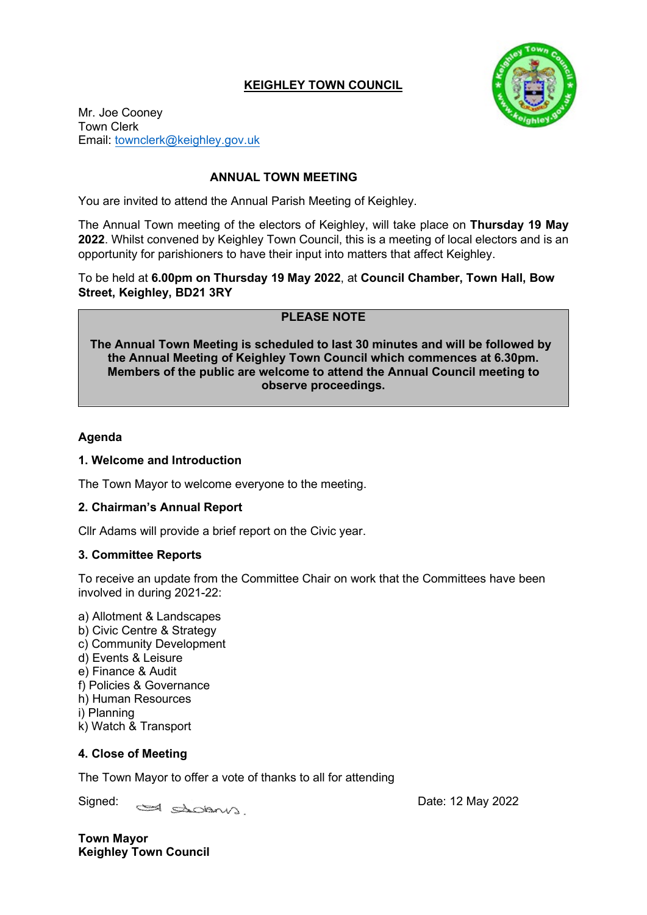# KEIGHLEY TOWN COUNCIL

Mr. Joe Cooney
Town Clerk
Email: townclerk@keighley.gov.uk

## ANNUAL TOWN MEETING

You are invited to attend the Annual Parish Meeting of Keighley.

The Annual Town meeting of the electors of Keighley, will take place on **Thursday 19 May 2022**. Whilst convened by Keighley Town Council, this is a meeting of local electors and is an opportunity for parishioners to have their input into matters that affect Keighley.

To be held at **6.00pm on Thursday 19 May 2022**, at **Council Chamber, Town Hall, Bow Street, Keighley, BD21 3RY**

**PLEASE NOTE**

**The Annual Town Meeting is scheduled to last 30 minutes and will be followed by the Annual Meeting of Keighley Town Council which commences at 6.30pm. Members of the public are welcome to attend the Annual Council meeting to observe proceedings.**

### Agenda

**1. Welcome and Introduction**

The Town Mayor to welcome everyone to the meeting.

**2. Chairman's Annual Report**

Cllr Adams will provide a brief report on the Civic year.

**3. Committee Reports**

To receive an update from the Committee Chair on work that the Committees have been involved in during 2021-22:

a) Allotment & Landscapes
b) Civic Centre & Strategy
c) Community Development
d) Events & Leisure
e) Finance & Audit
f) Policies & Governance
h) Human Resources
i) Planning
k) Watch & Transport

**4. Close of Meeting**

The Town Mayor to offer a vote of thanks to all for attending

Signed: Date: 12 May 2022

**Town Mayor**
**Keighley Town Council**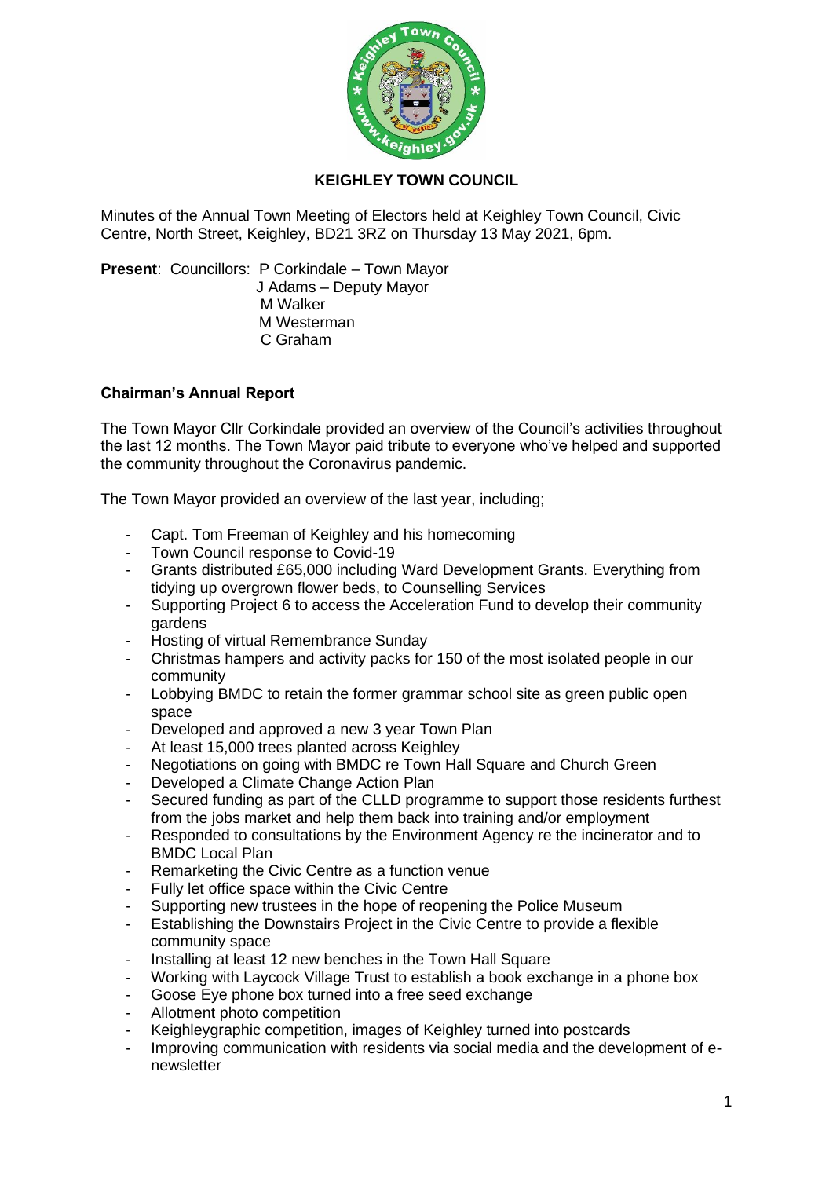**KEIGHLEY TOWN COUNCIL**

Minutes of the Annual Town Meeting of Electors held at Keighley Town Council, Civic Centre, North Street, Keighley, BD21 3RZ on Thursday 13 May 2021, 6pm.

**Present**: Councillors: P Corkindale – Town Mayor
J Adams – Deputy Mayor
M Walker
M Westerman
C Graham

**Chairman's Annual Report**

The Town Mayor Cllr Corkindale provided an overview of the Council's activities throughout the last 12 months. The Town Mayor paid tribute to everyone who've helped and supported the community throughout the Coronavirus pandemic.

The Town Mayor provided an overview of the last year, including;

- Capt. Tom Freeman of Keighley and his homecoming
- Town Council response to Covid-19
- Grants distributed £65,000 including Ward Development Grants. Everything from tidying up overgrown flower beds, to Counselling Services
- Supporting Project 6 to access the Acceleration Fund to develop their community gardens
- Hosting of virtual Remembrance Sunday
- Christmas hampers and activity packs for 150 of the most isolated people in our community
- Lobbying BMDC to retain the former grammar school site as green public open space
- Developed and approved a new 3 year Town Plan
- At least 15,000 trees planted across Keighley
- Negotiations on going with BMDC re Town Hall Square and Church Green
- Developed a Climate Change Action Plan
- Secured funding as part of the CLLD programme to support those residents furthest from the jobs market and help them back into training and/or employment
- Responded to consultations by the Environment Agency re the incinerator and to BMDC Local Plan
- Remarketing the Civic Centre as a function venue
- Fully let office space within the Civic Centre
- Supporting new trustees in the hope of reopening the Police Museum
- Establishing the Downstairs Project in the Civic Centre to provide a flexible community space
- Installing at least 12 new benches in the Town Hall Square
- Working with Laycock Village Trust to establish a book exchange in a phone box
- Goose Eye phone box turned into a free seed exchange
- Allotment photo competition
- Keighleygraphic competition, images of Keighley turned into postcards
- Improving communication with residents via social media and the development of e-newsletter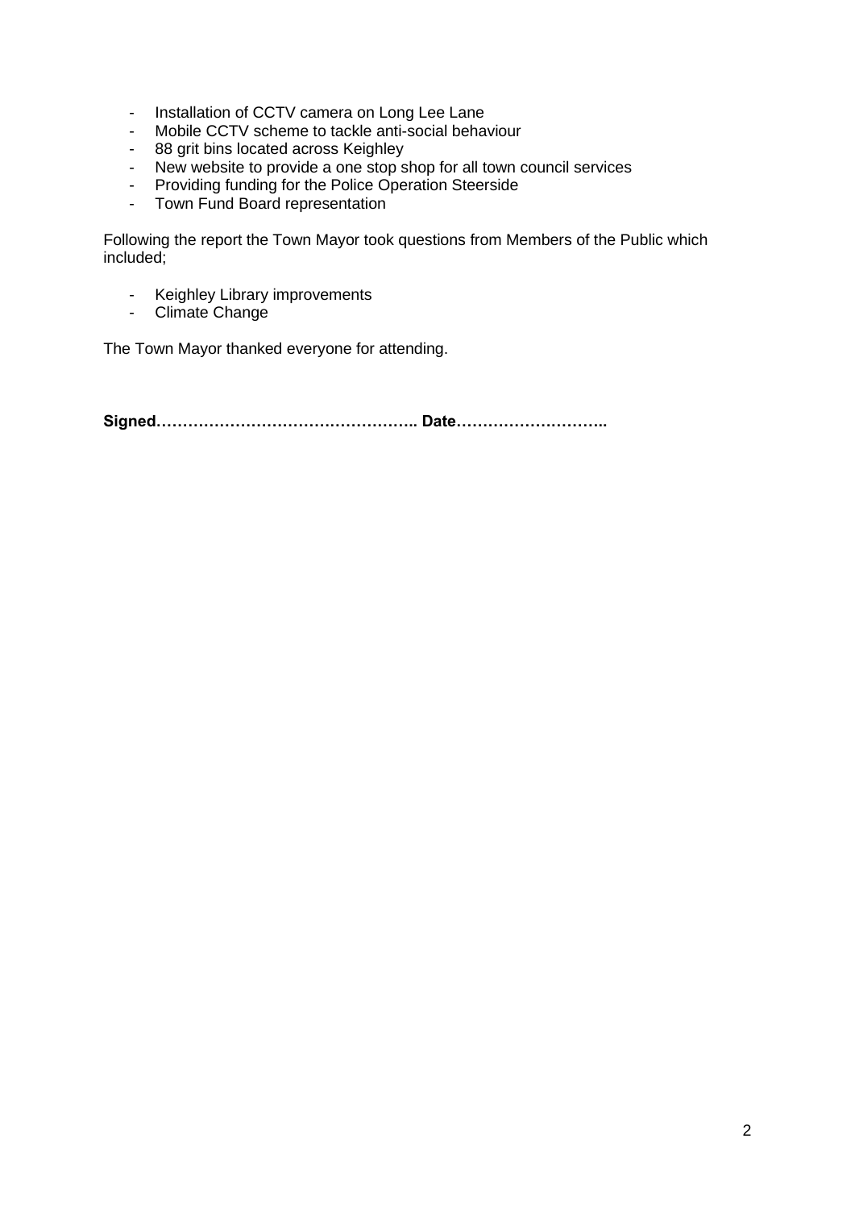- Installation of CCTV camera on Long Lee Lane
- Mobile CCTV scheme to tackle anti-social behaviour
- 88 grit bins located across Keighley
- New website to provide a one stop shop for all town council services
- Providing funding for the Police Operation Steerside
- Town Fund Board representation

Following the report the Town Mayor took questions from Members of the Public which included;

- Keighley Library improvements
- Climate Change

The Town Mayor thanked everyone for attending.

**Signed………………………………………….. Date………………………..**